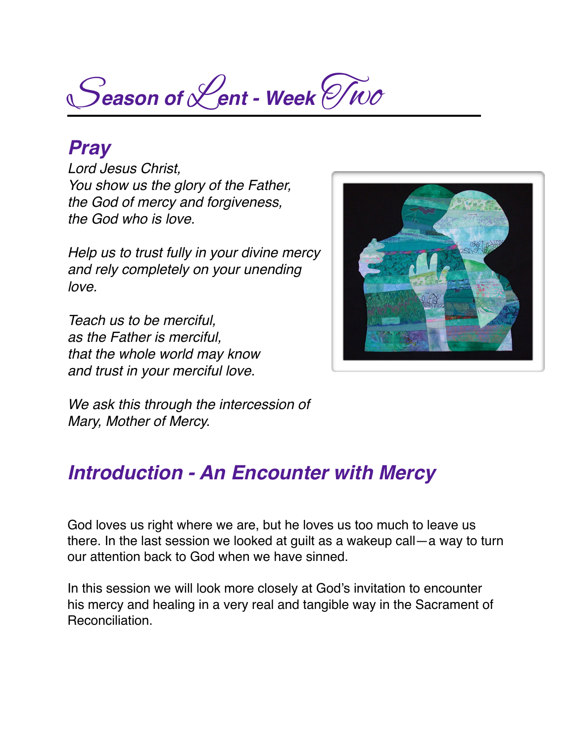# Season of Lent - Week Two

## Pray

*Lord Jesus Christ,*
*You show us the glory of the Father,*
*the God of mercy and forgiveness,*
*the God who is love.*

*Help us to trust fully in your divine mercy*
*and rely completely on your unending love.*

*Teach us to be merciful,*
*as the Father is merciful,*
*that the whole world may know*
*and trust in your merciful love.*

*We ask this through the intercession of*
*Mary, Mother of Mercy.*

## Introduction - An Encounter with Mercy

God loves us right where we are, but he loves us too much to leave us there. In the last session we looked at guilt as a wakeup call—a way to turn our attention back to God when we have sinned.

In this session we will look more closely at God's invitation to encounter his mercy and healing in a very real and tangible way in the Sacrament of Reconciliation.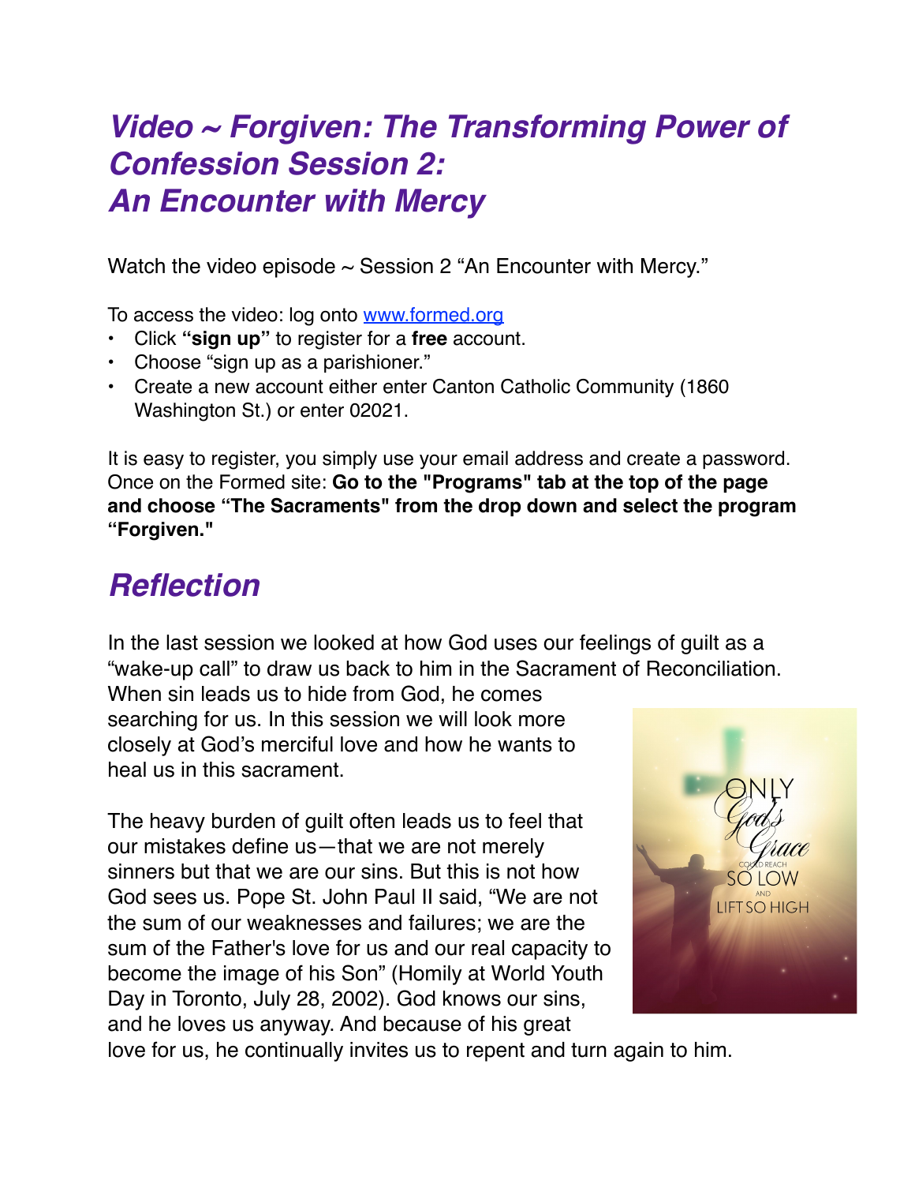# *Video ~ Forgiven: The Transforming Power of Confession Session 2: An Encounter with Mercy*

Watch the video episode ~ Session 2 "An Encounter with Mercy."

To access the video: log onto [www.formed.org](http://www.formed.org)

- Click **"sign up"** to register for a **free** account.
- Choose "sign up as a parishioner."
- Create a new account either enter Canton Catholic Community (1860 Washington St.) or enter 02021.

It is easy to register, you simply use your email address and create a password. Once on the Formed site: **Go to the "Programs" tab at the top of the page and choose "The Sacraments" from the drop down and select the program "Forgiven."**

## *Reflection*

In the last session we looked at how God uses our feelings of guilt as a "wake-up call" to draw us back to him in the Sacrament of Reconciliation. When sin leads us to hide from God, he comes searching for us. In this session we will look more closely at God's merciful love and how he wants to heal us in this sacrament.

The heavy burden of guilt often leads us to feel that our mistakes define us—that we are not merely sinners but that we are our sins. But this is not how God sees us. Pope St. John Paul II said, "We are not the sum of our weaknesses and failures; we are the sum of the Father's love for us and our real capacity to become the image of his Son" (Homily at World Youth Day in Toronto, July 28, 2002). God knows our sins, and he loves us anyway. And because of his great love for us, he continually invites us to repent and turn again to him.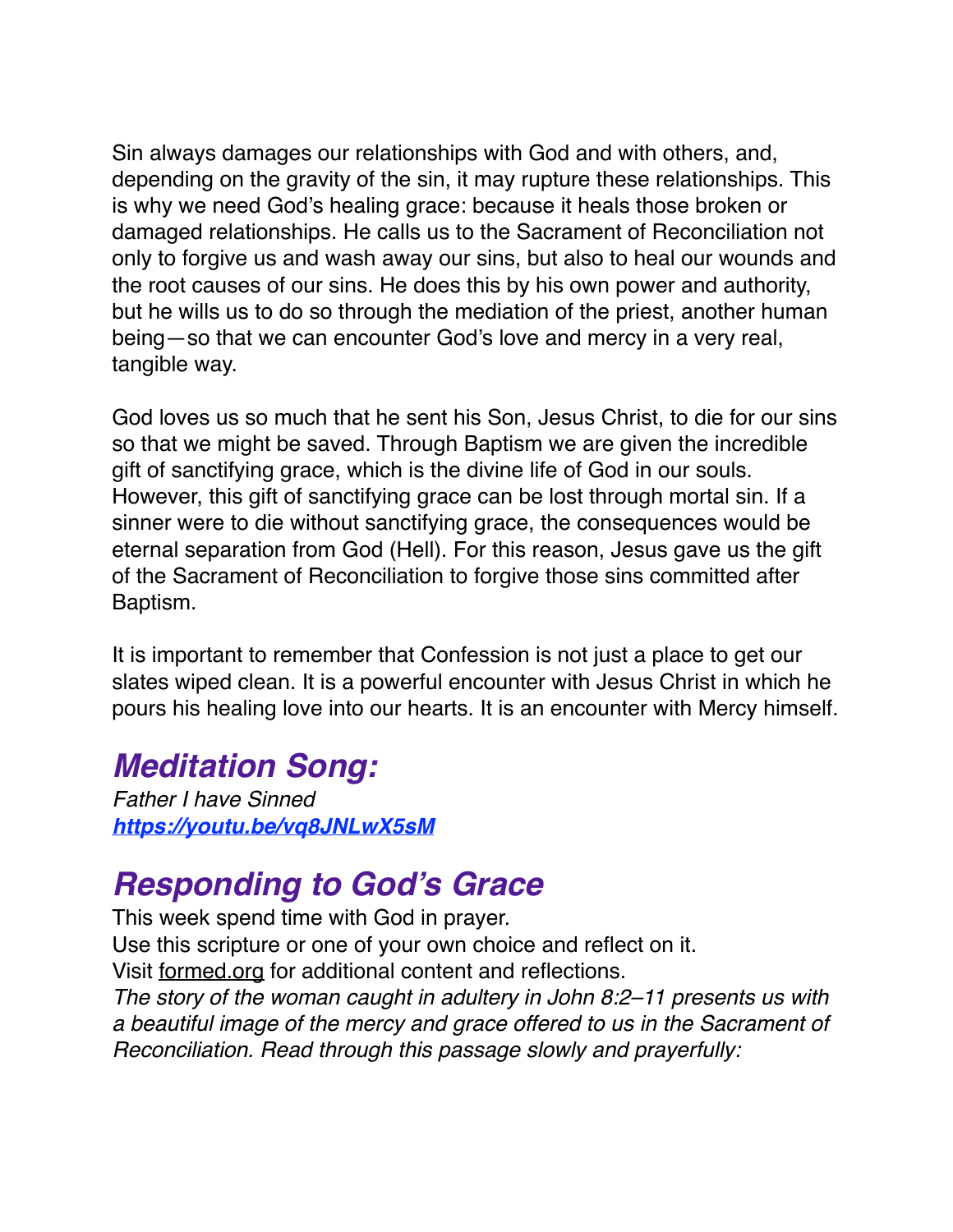Sin always damages our relationships with God and with others, and, depending on the gravity of the sin, it may rupture these relationships. This is why we need God's healing grace: because it heals those broken or damaged relationships. He calls us to the Sacrament of Reconciliation not only to forgive us and wash away our sins, but also to heal our wounds and the root causes of our sins. He does this by his own power and authority, but he wills us to do so through the mediation of the priest, another human being—so that we can encounter God's love and mercy in a very real, tangible way.

God loves us so much that he sent his Son, Jesus Christ, to die for our sins so that we might be saved. Through Baptism we are given the incredible gift of sanctifying grace, which is the divine life of God in our souls. However, this gift of sanctifying grace can be lost through mortal sin. If a sinner were to die without sanctifying grace, the consequences would be eternal separation from God (Hell). For this reason, Jesus gave us the gift of the Sacrament of Reconciliation to forgive those sins committed after Baptism.

It is important to remember that Confession is not just a place to get our slates wiped clean. It is a powerful encounter with Jesus Christ in which he pours his healing love into our hearts. It is an encounter with Mercy himself.

## *Meditation Song:*

*Father I have Sinned*
***[https://youtu.be/vq8JNLwX5sM](https://youtu.be/vq8JNLwX5sM)***

## *Responding to God's Grace*

This week spend time with God in prayer.
Use this scripture or one of your own choice and reflect on it.
Visit formed.org for additional content and reflections.
*The story of the woman caught in adultery in John 8:2–11 presents us with a beautiful image of the mercy and grace offered to us in the Sacrament of Reconciliation. Read through this passage slowly and prayerfully:*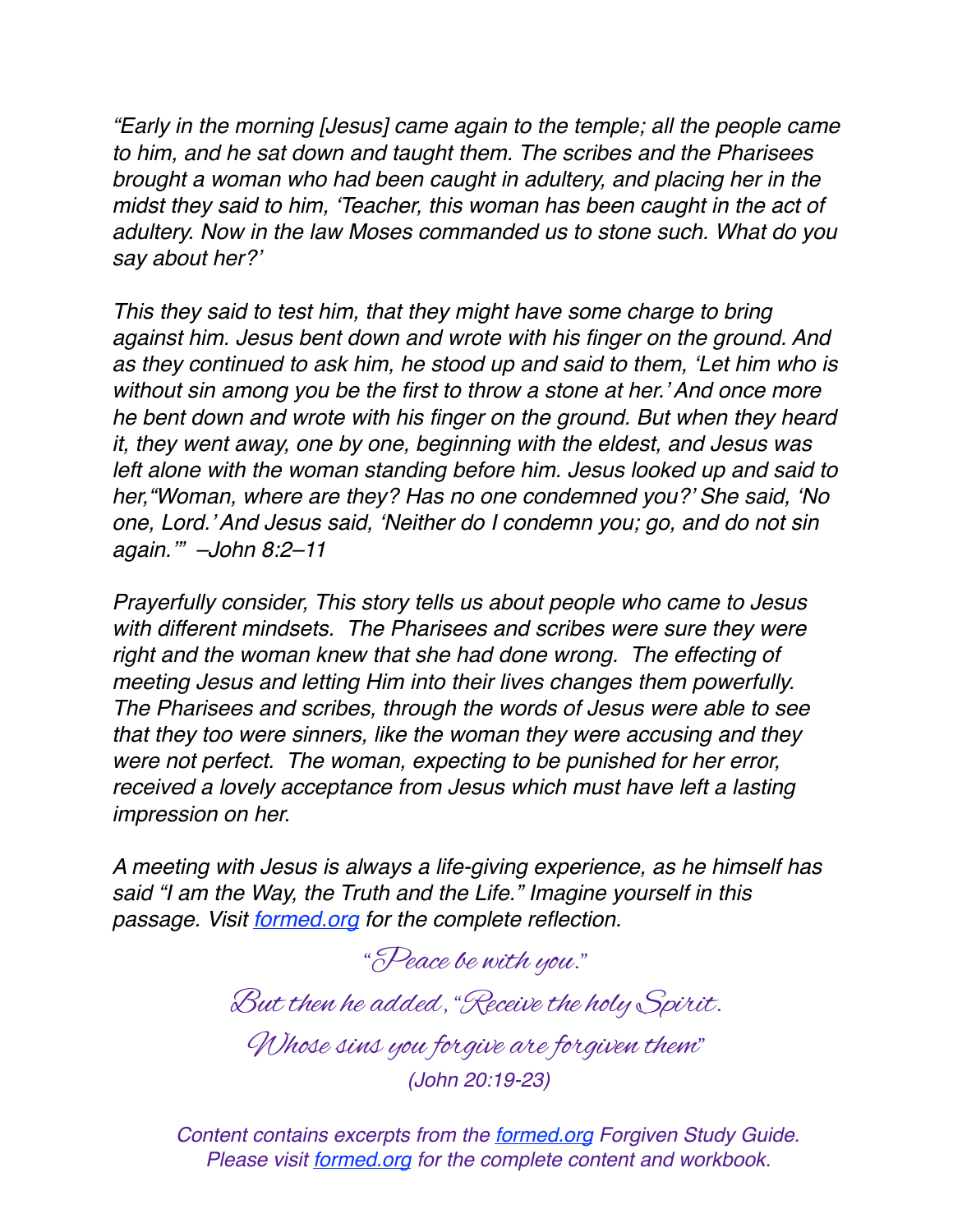*"Early in the morning [Jesus] came again to the temple; all the people came to him, and he sat down and taught them. The scribes and the Pharisees brought a woman who had been caught in adultery, and placing her in the midst they said to him, 'Teacher, this woman has been caught in the act of adultery. Now in the law Moses commanded us to stone such. What do you say about her?'*

*This they said to test him, that they might have some charge to bring against him. Jesus bent down and wrote with his finger on the ground. And as they continued to ask him, he stood up and said to them, 'Let him who is without sin among you be the first to throw a stone at her.' And once more he bent down and wrote with his finger on the ground. But when they heard it, they went away, one by one, beginning with the eldest, and Jesus was left alone with the woman standing before him. Jesus looked up and said to her,"Woman, where are they? Has no one condemned you?' She said, 'No one, Lord.' And Jesus said, 'Neither do I condemn you; go, and do not sin again.'" –John 8:2–11*

*Prayerfully consider, This story tells us about people who came to Jesus with different mindsets. The Pharisees and scribes were sure they were right and the woman knew that she had done wrong. The effecting of meeting Jesus and letting Him into their lives changes them powerfully. The Pharisees and scribes, through the words of Jesus were able to see that they too were sinners, like the woman they were accusing and they were not perfect. The woman, expecting to be punished for her error, received a lovely acceptance from Jesus which must have left a lasting impression on her.*

*A meeting with Jesus is always a life-giving experience, as he himself has said "I am the Way, the Truth and the Life." Imagine yourself in this passage. Visit [formed.org](formed.org) for the complete reflection.*

"Peace be with you."

But then he added, "Receive the holy Spirit.

Whose sins you forgive are forgiven them"

*(John 20:19-23)*

*Content contains excerpts from the [formed.org](formed.org) Forgiven Study Guide. Please visit [formed.org](formed.org) for the complete content and workbook.*